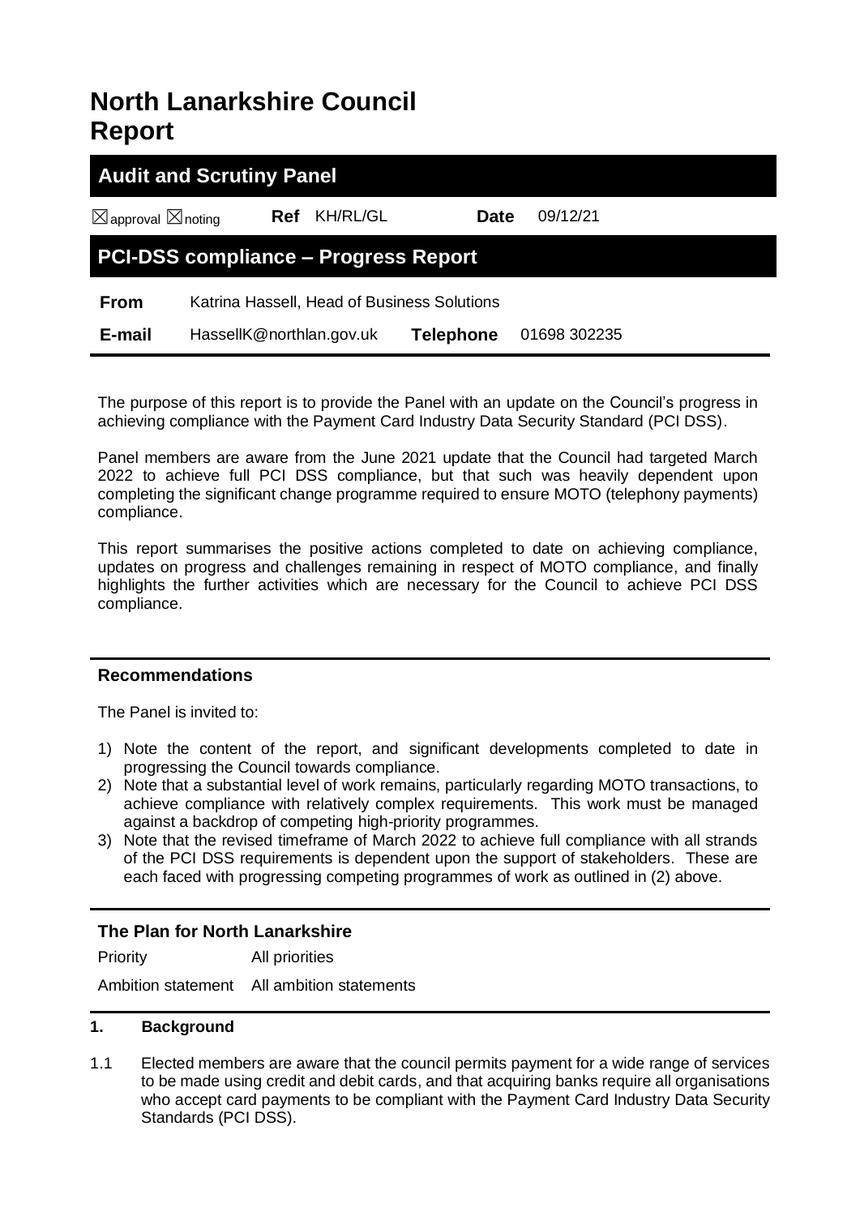# North Lanarkshire Council Report

## Audit and Scrutiny Panel

☒ approval ☒ noting **Ref** KH/RL/GL **Date** 09/12/21

## PCI-DSS compliance – Progress Report

| | | | |
|---|---|---|---|
| **From** | Katrina Hassell, Head of Business Solutions | | |
| **E-mail** | HassellK@northlan.gov.uk | **Telephone** | 01698 302235 |

The purpose of this report is to provide the Panel with an update on the Council's progress in achieving compliance with the Payment Card Industry Data Security Standard (PCI DSS).

Panel members are aware from the June 2021 update that the Council had targeted March 2022 to achieve full PCI DSS compliance, but that such was heavily dependent upon completing the significant change programme required to ensure MOTO (telephony payments) compliance.

This report summarises the positive actions completed to date on achieving compliance, updates on progress and challenges remaining in respect of MOTO compliance, and finally highlights the further activities which are necessary for the Council to achieve PCI DSS compliance.

### Recommendations

The Panel is invited to:

1) Note the content of the report, and significant developments completed to date in progressing the Council towards compliance.
2) Note that a substantial level of work remains, particularly regarding MOTO transactions, to achieve compliance with relatively complex requirements. This work must be managed against a backdrop of competing high-priority programmes.
3) Note that the revised timeframe of March 2022 to achieve full compliance with all strands of the PCI DSS requirements is dependent upon the support of stakeholders. These are each faced with progressing competing programmes of work as outlined in (2) above.

### The Plan for North Lanarkshire

| | |
|---|---|
| Priority | All priorities |
| Ambition statement | All ambition statements |

### 1. Background

1.1 Elected members are aware that the council permits payment for a wide range of services to be made using credit and debit cards, and that acquiring banks require all organisations who accept card payments to be compliant with the Payment Card Industry Data Security Standards (PCI DSS).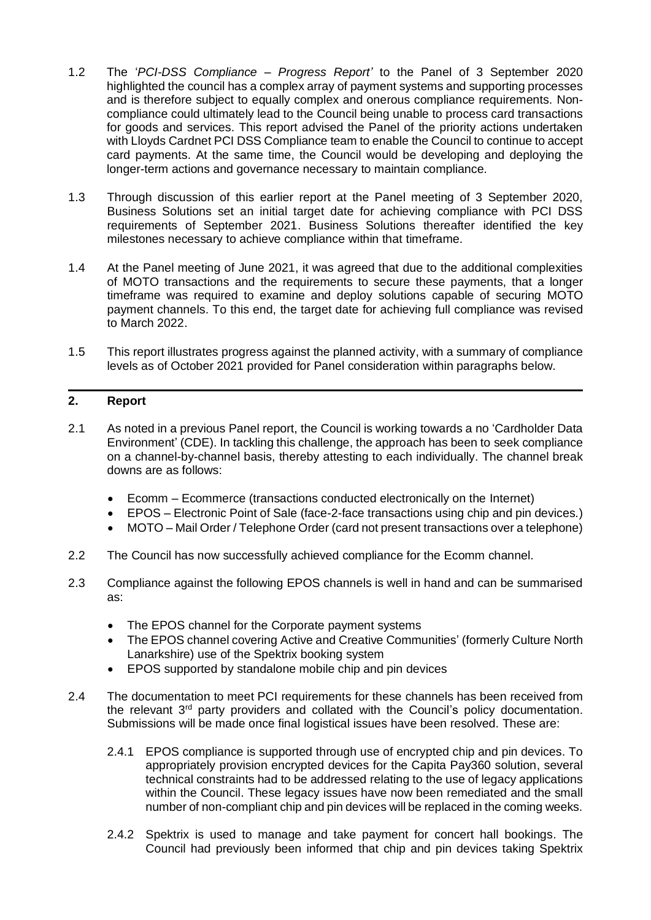1.2 The '*PCI-DSS Compliance – Progress Report'* to the Panel of 3 September 2020 highlighted the council has a complex array of payment systems and supporting processes and is therefore subject to equally complex and onerous compliance requirements. Non-compliance could ultimately lead to the Council being unable to process card transactions for goods and services. This report advised the Panel of the priority actions undertaken with Lloyds Cardnet PCI DSS Compliance team to enable the Council to continue to accept card payments. At the same time, the Council would be developing and deploying the longer-term actions and governance necessary to maintain compliance.

1.3 Through discussion of this earlier report at the Panel meeting of 3 September 2020, Business Solutions set an initial target date for achieving compliance with PCI DSS requirements of September 2021. Business Solutions thereafter identified the key milestones necessary to achieve compliance within that timeframe.

1.4 At the Panel meeting of June 2021, it was agreed that due to the additional complexities of MOTO transactions and the requirements to secure these payments, that a longer timeframe was required to examine and deploy solutions capable of securing MOTO payment channels. To this end, the target date for achieving full compliance was revised to March 2022.

1.5 This report illustrates progress against the planned activity, with a summary of compliance levels as of October 2021 provided for Panel consideration within paragraphs below.

## 2. Report

2.1 As noted in a previous Panel report, the Council is working towards a no 'Cardholder Data Environment' (CDE). In tackling this challenge, the approach has been to seek compliance on a channel-by-channel basis, thereby attesting to each individually. The channel break downs are as follows:

- Ecomm – Ecommerce (transactions conducted electronically on the Internet)
- EPOS – Electronic Point of Sale (face-2-face transactions using chip and pin devices.)
- MOTO – Mail Order / Telephone Order (card not present transactions over a telephone)

2.2 The Council has now successfully achieved compliance for the Ecomm channel.

2.3 Compliance against the following EPOS channels is well in hand and can be summarised as:

- The EPOS channel for the Corporate payment systems
- The EPOS channel covering Active and Creative Communities' (formerly Culture North Lanarkshire) use of the Spektrix booking system
- EPOS supported by standalone mobile chip and pin devices

2.4 The documentation to meet PCI requirements for these channels has been received from the relevant 3rd party providers and collated with the Council's policy documentation. Submissions will be made once final logistical issues have been resolved. These are:

2.4.1 EPOS compliance is supported through use of encrypted chip and pin devices. To appropriately provision encrypted devices for the Capita Pay360 solution, several technical constraints had to be addressed relating to the use of legacy applications within the Council. These legacy issues have now been remediated and the small number of non-compliant chip and pin devices will be replaced in the coming weeks.

2.4.2 Spektrix is used to manage and take payment for concert hall bookings. The Council had previously been informed that chip and pin devices taking Spektrix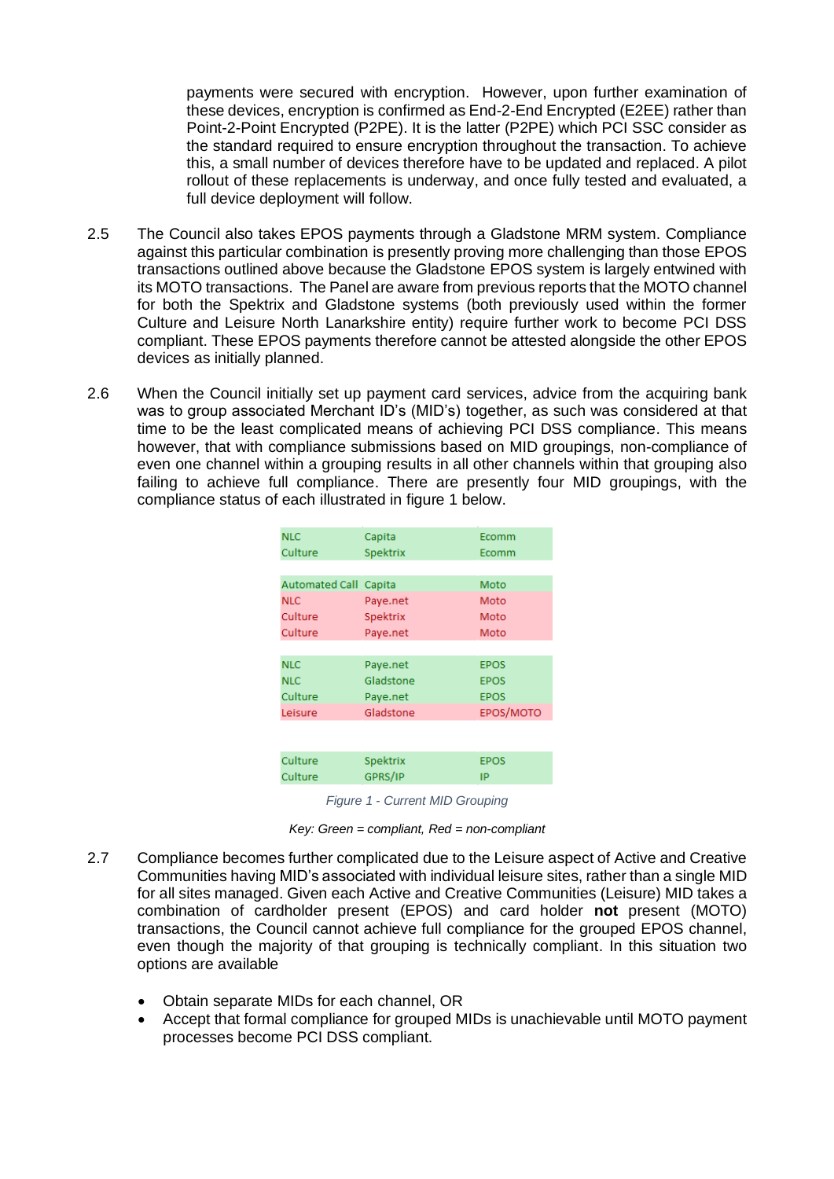payments were secured with encryption. However, upon further examination of these devices, encryption is confirmed as End-2-End Encrypted (E2EE) rather than Point-2-Point Encrypted (P2PE). It is the latter (P2PE) which PCI SSC consider as the standard required to ensure encryption throughout the transaction. To achieve this, a small number of devices therefore have to be updated and replaced. A pilot rollout of these replacements is underway, and once fully tested and evaluated, a full device deployment will follow.

2.5 The Council also takes EPOS payments through a Gladstone MRM system. Compliance against this particular combination is presently proving more challenging than those EPOS transactions outlined above because the Gladstone EPOS system is largely entwined with its MOTO transactions. The Panel are aware from previous reports that the MOTO channel for both the Spektrix and Gladstone systems (both previously used within the former Culture and Leisure North Lanarkshire entity) require further work to become PCI DSS compliant. These EPOS payments therefore cannot be attested alongside the other EPOS devices as initially planned.

2.6 When the Council initially set up payment card services, advice from the acquiring bank was to group associated Merchant ID's (MID's) together, as such was considered at that time to be the least complicated means of achieving PCI DSS compliance. This means however, that with compliance submissions based on MID groupings, non-compliance of even one channel within a grouping results in all other channels within that grouping also failing to achieve full compliance. There are presently four MID groupings, with the compliance status of each illustrated in figure 1 below.

| Entity | System | Channel | Status |
|---|---|---|---|
| NLC | Capita | Ecomm | Green |
| Culture | Spektrix | Ecomm | Green |
| | | | |
| Automated Call | Capita | Moto | Green |
| NLC | Paye.net | Moto | Red |
| Culture | Spektrix | Moto | Red |
| Culture | Paye.net | Moto | Red |
| | | | |
| NLC | Paye.net | EPOS | Green |
| NLC | Gladstone | EPOS | Green |
| Culture | Paye.net | EPOS | Green |
| Leisure | Gladstone | EPOS/MOTO | Red |
| | | | |
| Culture | Spektrix | EPOS | Green |
| Culture | GPRS/IP | IP | Green |

*Figure 1 - Current MID Grouping*

*Key: Green = compliant, Red = non-compliant*

2.7 Compliance becomes further complicated due to the Leisure aspect of Active and Creative Communities having MID's associated with individual leisure sites, rather than a single MID for all sites managed. Given each Active and Creative Communities (Leisure) MID takes a combination of cardholder present (EPOS) and card holder **not** present (MOTO) transactions, the Council cannot achieve full compliance for the grouped EPOS channel, even though the majority of that grouping is technically compliant. In this situation two options are available

- Obtain separate MIDs for each channel, OR
- Accept that formal compliance for grouped MIDs is unachievable until MOTO payment processes become PCI DSS compliant.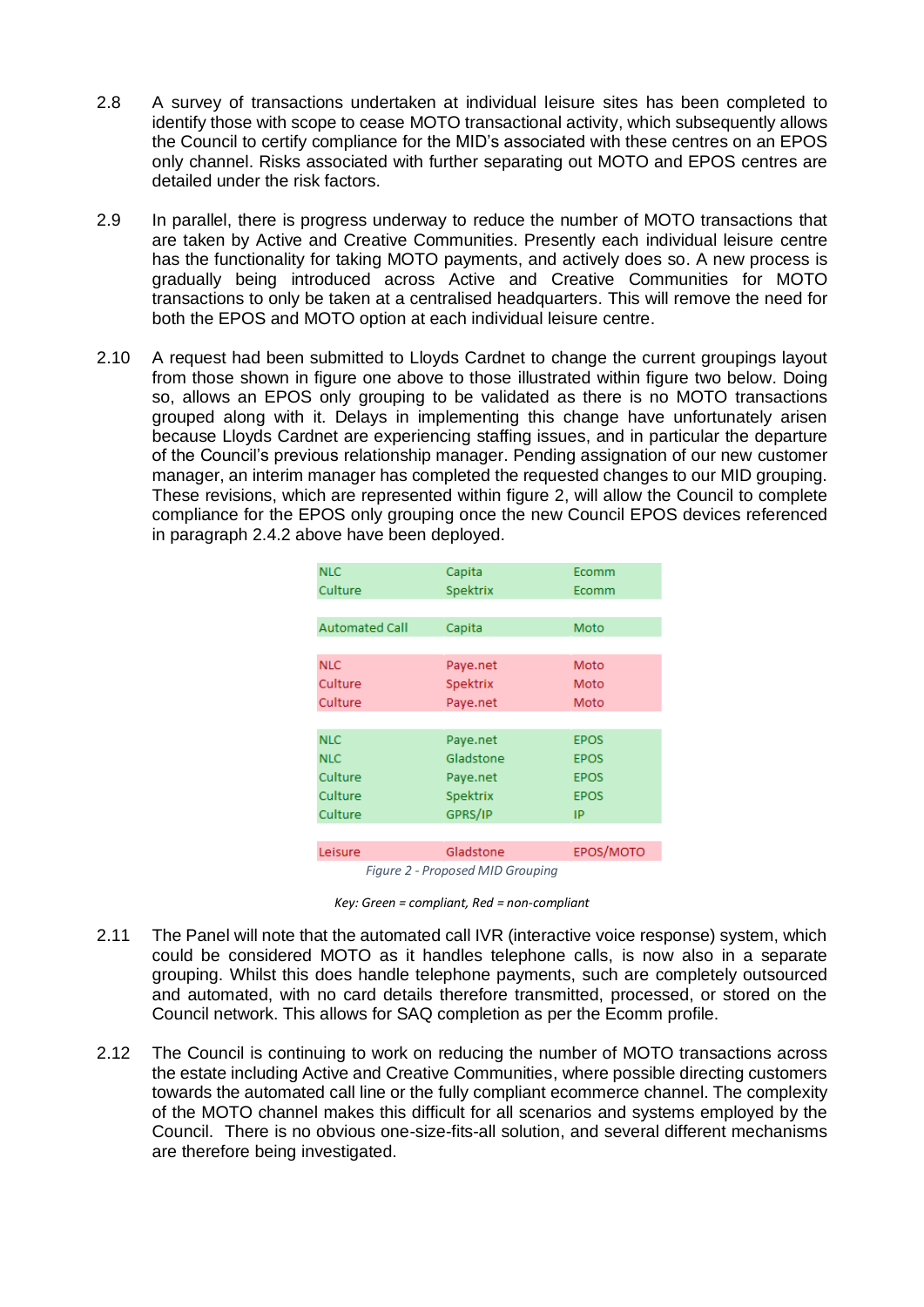2.8 A survey of transactions undertaken at individual leisure sites has been completed to identify those with scope to cease MOTO transactional activity, which subsequently allows the Council to certify compliance for the MID's associated with these centres on an EPOS only channel. Risks associated with further separating out MOTO and EPOS centres are detailed under the risk factors.

2.9 In parallel, there is progress underway to reduce the number of MOTO transactions that are taken by Active and Creative Communities. Presently each individual leisure centre has the functionality for taking MOTO payments, and actively does so. A new process is gradually being introduced across Active and Creative Communities for MOTO transactions to only be taken at a centralised headquarters. This will remove the need for both the EPOS and MOTO option at each individual leisure centre.

2.10 A request had been submitted to Lloyds Cardnet to change the current groupings layout from those shown in figure one above to those illustrated within figure two below. Doing so, allows an EPOS only grouping to be validated as there is no MOTO transactions grouped along with it. Delays in implementing this change have unfortunately arisen because Lloyds Cardnet are experiencing staffing issues, and in particular the departure of the Council's previous relationship manager. Pending assignation of our new customer manager, an interim manager has completed the requested changes to our MID grouping. These revisions, which are represented within figure 2, will allow the Council to complete compliance for the EPOS only grouping once the new Council EPOS devices referenced in paragraph 2.4.2 above have been deployed.

| | | |
|---|---|---|
| NLC | Capita | Ecomm |
| Culture | Spektrix | Ecomm |
| | | |
| Automated Call | Capita | Moto |
| | | |
| NLC | Paye.net | Moto |
| Culture | Spektrix | Moto |
| Culture | Paye.net | Moto |
| | | |
| NLC | Paye.net | EPOS |
| NLC | Gladstone | EPOS |
| Culture | Paye.net | EPOS |
| Culture | Spektrix | EPOS |
| Culture | GPRS/IP | IP |
| | | |
| Leisure | Gladstone | EPOS/MOTO |

*Figure 2 - Proposed MID Grouping*

*Key: Green = compliant, Red = non-compliant*

2.11 The Panel will note that the automated call IVR (interactive voice response) system, which could be considered MOTO as it handles telephone calls, is now also in a separate grouping. Whilst this does handle telephone payments, such are completely outsourced and automated, with no card details therefore transmitted, processed, or stored on the Council network. This allows for SAQ completion as per the Ecomm profile.

2.12 The Council is continuing to work on reducing the number of MOTO transactions across the estate including Active and Creative Communities, where possible directing customers towards the automated call line or the fully compliant ecommerce channel. The complexity of the MOTO channel makes this difficult for all scenarios and systems employed by the Council. There is no obvious one-size-fits-all solution, and several different mechanisms are therefore being investigated.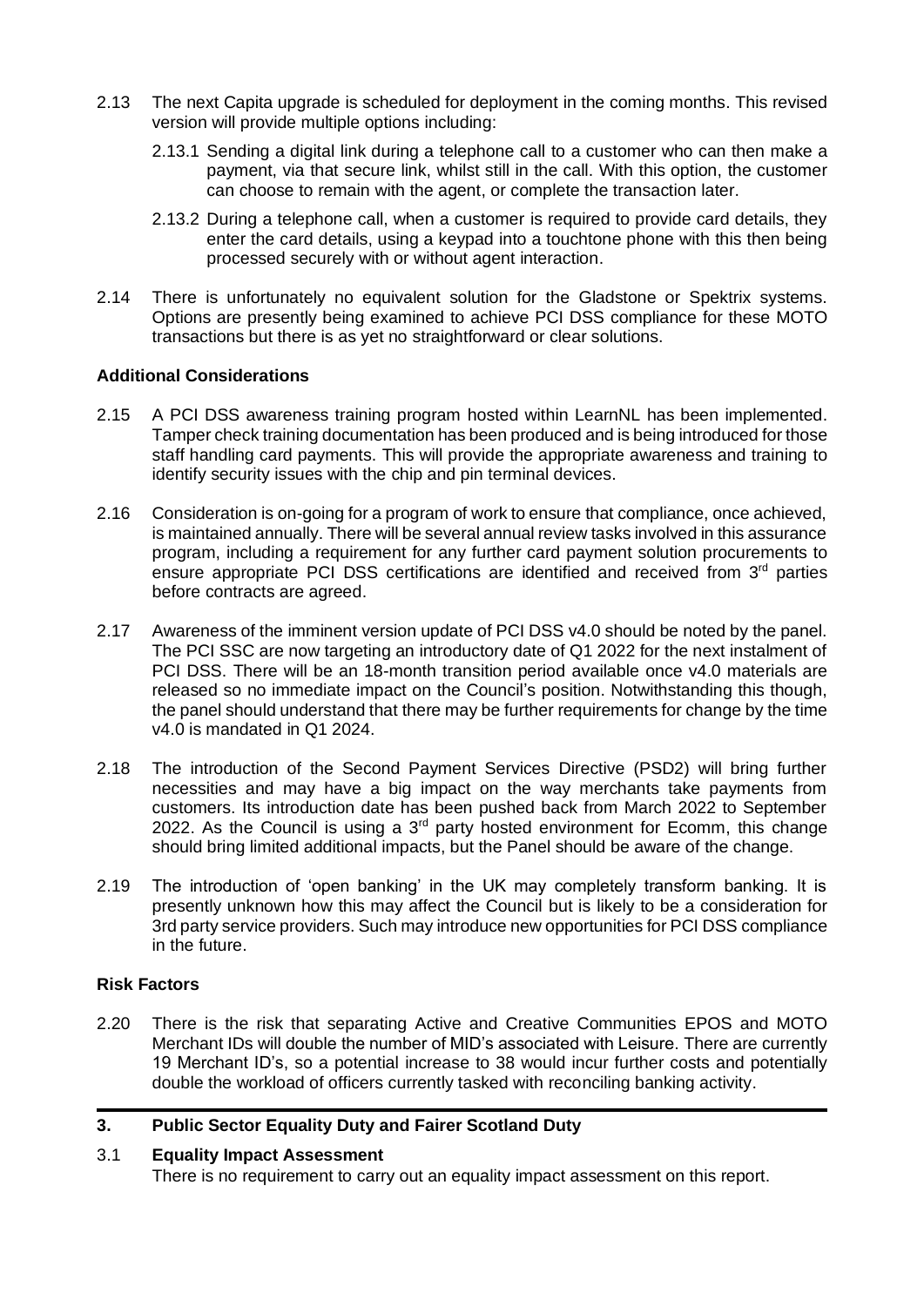2.13 The next Capita upgrade is scheduled for deployment in the coming months. This revised version will provide multiple options including:

2.13.1 Sending a digital link during a telephone call to a customer who can then make a payment, via that secure link, whilst still in the call. With this option, the customer can choose to remain with the agent, or complete the transaction later.

2.13.2 During a telephone call, when a customer is required to provide card details, they enter the card details, using a keypad into a touchtone phone with this then being processed securely with or without agent interaction.

2.14 There is unfortunately no equivalent solution for the Gladstone or Spektrix systems. Options are presently being examined to achieve PCI DSS compliance for these MOTO transactions but there is as yet no straightforward or clear solutions.

**Additional Considerations**

2.15 A PCI DSS awareness training program hosted within LearnNL has been implemented. Tamper check training documentation has been produced and is being introduced for those staff handling card payments. This will provide the appropriate awareness and training to identify security issues with the chip and pin terminal devices.

2.16 Consideration is on-going for a program of work to ensure that compliance, once achieved, is maintained annually. There will be several annual review tasks involved in this assurance program, including a requirement for any further card payment solution procurements to ensure appropriate PCI DSS certifications are identified and received from 3rd parties before contracts are agreed.

2.17 Awareness of the imminent version update of PCI DSS v4.0 should be noted by the panel. The PCI SSC are now targeting an introductory date of Q1 2022 for the next instalment of PCI DSS. There will be an 18-month transition period available once v4.0 materials are released so no immediate impact on the Council's position. Notwithstanding this though, the panel should understand that there may be further requirements for change by the time v4.0 is mandated in Q1 2024.

2.18 The introduction of the Second Payment Services Directive (PSD2) will bring further necessities and may have a big impact on the way merchants take payments from customers. Its introduction date has been pushed back from March 2022 to September 2022. As the Council is using a 3rd party hosted environment for Ecomm, this change should bring limited additional impacts, but the Panel should be aware of the change.

2.19 The introduction of 'open banking' in the UK may completely transform banking. It is presently unknown how this may affect the Council but is likely to be a consideration for 3rd party service providers. Such may introduce new opportunities for PCI DSS compliance in the future.

**Risk Factors**

2.20 There is the risk that separating Active and Creative Communities EPOS and MOTO Merchant IDs will double the number of MID's associated with Leisure. There are currently 19 Merchant ID's, so a potential increase to 38 would incur further costs and potentially double the workload of officers currently tasked with reconciling banking activity.

## 3. Public Sector Equality Duty and Fairer Scotland Duty

3.1 **Equality Impact Assessment**

There is no requirement to carry out an equality impact assessment on this report.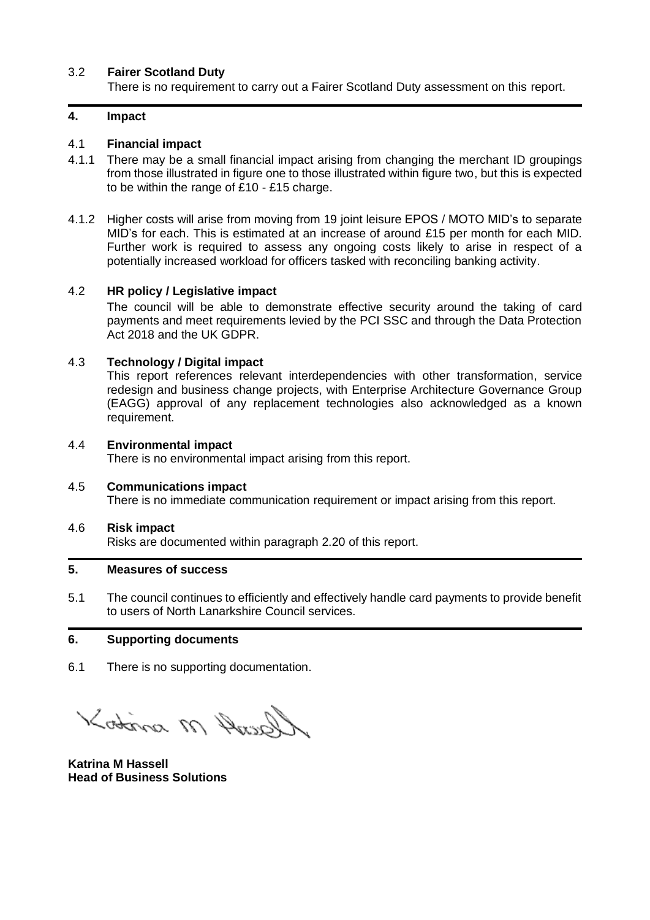### 3.2 Fairer Scotland Duty

There is no requirement to carry out a Fairer Scotland Duty assessment on this report.

## 4. Impact

### 4.1 Financial impact

4.1.1 There may be a small financial impact arising from changing the merchant ID groupings from those illustrated in figure one to those illustrated within figure two, but this is expected to be within the range of £10 - £15 charge.

4.1.2 Higher costs will arise from moving from 19 joint leisure EPOS / MOTO MID's to separate MID's for each. This is estimated at an increase of around £15 per month for each MID. Further work is required to assess any ongoing costs likely to arise in respect of a potentially increased workload for officers tasked with reconciling banking activity.

### 4.2 HR policy / Legislative impact

The council will be able to demonstrate effective security around the taking of card payments and meet requirements levied by the PCI SSC and through the Data Protection Act 2018 and the UK GDPR.

### 4.3 Technology / Digital impact

This report references relevant interdependencies with other transformation, service redesign and business change projects, with Enterprise Architecture Governance Group (EAGG) approval of any replacement technologies also acknowledged as a known requirement.

### 4.4 Environmental impact

There is no environmental impact arising from this report.

### 4.5 Communications impact

There is no immediate communication requirement or impact arising from this report.

### 4.6 Risk impact

Risks are documented within paragraph 2.20 of this report.

## 5. Measures of success

5.1 The council continues to efficiently and effectively handle card payments to provide benefit to users of North Lanarkshire Council services.

## 6. Supporting documents

6.1 There is no supporting documentation.

Katrina M Hassell

**Katrina M Hassell**
**Head of Business Solutions**